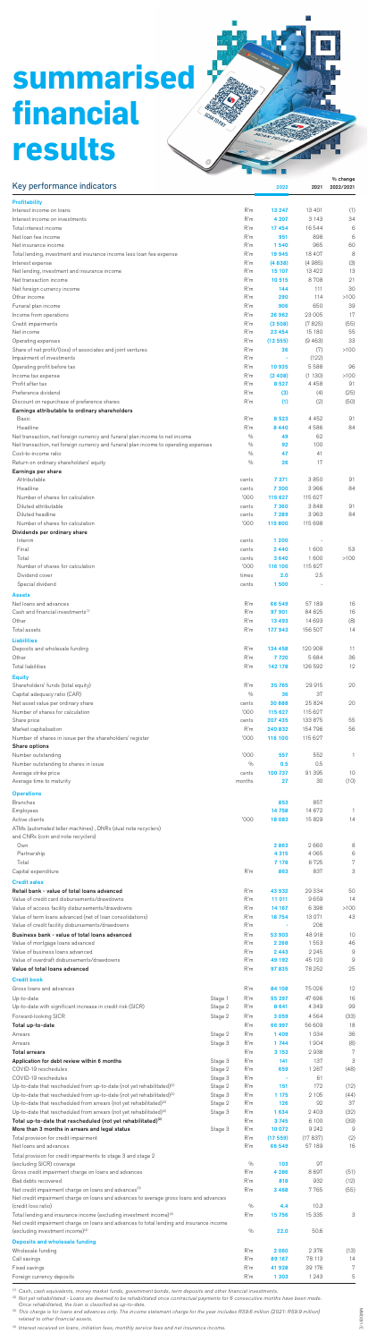# summarised financial results

## Key performance indicators

| | | | 2022 | 2021 | % change 2022/2021 |
|---|---|---|---|---|---|
| **Profitability** | | | | | |
| Interest income on loans | | R'm | 13 247 | 13 401 | (1) |
| Interest income on investments | | R'm | 4 207 | 3 143 | 34 |
| Total interest income | | R'm | 17 454 | 16 544 | 6 |
| Net loan fee income | | R'm | 951 | 898 | 6 |
| Net insurance income | | R'm | 1 540 | 965 | 60 |
| Total lending, investment and insurance income less loan fee expense | | R'm | 19 945 | 18 407 | 8 |
| Interest expense | | R'm | (4 838) | (4 985) | (3) |
| Net lending, investment and insurance income | | R'm | 15 107 | 13 422 | 13 |
| Net transaction income | | R'm | 10 515 | 8 708 | 21 |
| Net foreign currency income | | R'm | 144 | 111 | 30 |
| Other income | | R'm | 290 | 114 | >100 |
| Funeral plan income | | R'm | 906 | 650 | 39 |
| Income from operations | | R'm | 26 962 | 23 005 | 17 |
| Credit impairments | | R'm | (3 508) | (7 825) | (55) |
| Net income | | R'm | 23 454 | 15 180 | 55 |
| Operating expenses | | R'm | (12 555) | (9 463) | 33 |
| Share of net profit/(loss) of associates and joint ventures | | R'm | 36 | (7) | >100 |
| Impairment of investments | | R'm | - | (122) | |
| Operating profit before tax | | R'm | 10 935 | 5 588 | 96 |
| Income tax expense | | R'm | (2 408) | (1 130) | >100 |
| Profit after tax | | R'm | 8 527 | 4 458 | 91 |
| Preference dividend | | R'm | (3) | (4) | (25) |
| Discount on repurchase of preference shares | | R'm | (1) | (2) | (50) |
| **Earnings attributable to ordinary shareholders** | | | | | |
| Basic | | R'm | 8 523 | 4 452 | 91 |
| Headline | | R'm | 8 440 | 4 586 | 84 |
| Net transaction, net foreign currency and funeral plan income to net income | | % | 49 | 62 | |
| Net transaction, net foreign currency and funeral plan income to operating expenses | | % | 92 | 100 | |
| Cost-to-income ratio | | % | 47 | 41 | |
| Return on ordinary shareholders' equity | | % | 26 | 17 | |
| **Earnings per share** | | | | | |
| Attributable | | cents | 7 371 | 3 850 | 91 |
| Headline | | cents | 7 300 | 3 966 | 84 |
| Number of shares for calculation | | '000 | 115 627 | 115 627 | |
| Diluted attributable | | cents | 7 360 | 3 848 | 91 |
| Diluted headline | | cents | 7 289 | 3 963 | 84 |
| Number of shares for calculation | | '000 | 115 800 | 115 698 | |
| **Dividends per ordinary share** | | | | | |
| Interim | | cents | 1 200 | - | |
| Final | | cents | 2 440 | 1 600 | 53 |
| Total | | cents | 3 640 | 1 600 | >100 |
| Number of shares for calculation | | '000 | 116 100 | 115 627 | |
| Dividend cover | | times | 2.0 | 2.5 | |
| Special dividend | | cents | 1 500 | - | |
| **Assets** | | | | | |
| Net loans and advances | | R'm | 66 549 | 57 189 | 16 |
| Cash and financial investments[1] | | R'm | 97 901 | 84 625 | 16 |
| Other | | R'm | 13 493 | 14 693 | (8) |
| Total assets | | R'm | 177 943 | 156 507 | 14 |
| **Liabilities** | | | | | |
| Deposits and wholesale funding | | R'm | 134 458 | 120 908 | 11 |
| Other | | R'm | 7 720 | 5 684 | 36 |
| Total liabilities | | R'm | 142 178 | 126 592 | 12 |
| **Equity** | | | | | |
| Shareholders' funds (total equity) | | R'm | 35 765 | 29 915 | 20 |
| Capital adequacy ratio (CAR) | | % | 36 | 37 | |
| Net asset value per ordinary share | | cents | 30 888 | 25 824 | 20 |
| Number of shares for calculation | | '000 | 115 627 | 115 627 | |
| Share price | | cents | 207 435 | 133 875 | 55 |
| Market capitalisation | | R'm | 240 832 | 154 796 | 56 |
| Number of shares in issue per the shareholders' register | | '000 | 116 100 | 115 627 | |
| **Share options** | | | | | |
| Number outstanding | | '000 | 557 | 552 | 1 |
| Number outstanding to shares in issue | | % | 0.5 | 0.5 | |
| Average strike price | | cents | 100 702 | 91 395 | 10 |
| Average time to maturity | | months | 27 | 30 | (10) |
| **Operations** | | | | | |
| Branches | | | 853 | 857 | |
| Employees | | | 14 758 | 14 672 | 1 |
| Active clients | | '000 | 18 083 | 15 829 | 14 |
| ATMs (automated teller machines), DNRs (dual note recyclers) and CNRs (coin and note recyclers) | | | | | |
| Own | | | 2 863 | 2 660 | 8 |
| Partnership | | | 4 315 | 4 065 | 6 |
| Total | | | 7 178 | 6 725 | 7 |
| Capital expenditure | | R'm | 863 | 837 | 3 |
| **Credit sales** | | | | | |
| **Retail bank - value of total loans advanced** | | R'm | 43 932 | 29 334 | 50 |
| Value of credit card disbursements/drawdowns | | R'm | 11 011 | 9 659 | 14 |
| Value of access facility disbursements/drawdowns | | R'm | 14 167 | 6 398 | >100 |
| Value of term loans advanced (net of loan consolidations) | | R'm | 18 754 | 13 071 | 43 |
| Value of credit facility disbursements/drawdowns | | R'm | - | 206 | |
| **Business bank - value of total loans advanced** | | R'm | 53 903 | 48 918 | 10 |
| Value of mortgage loans advanced | | R'm | 2 268 | 1 553 | 46 |
| Value of business loans advanced | | R'm | 2 443 | 2 245 | 9 |
| Value of overdraft disbursements/drawdowns | | R'm | 49 192 | 45 120 | 9 |
| **Value of total loans advanced** | | R'm | 97 835 | 78 252 | 25 |
| **Credit book** | | | | | |
| Gross loans and advances | | R'm | 84 108 | 75 026 | 12 |
| Up-to-date | Stage 1 | R'm | 55 297 | 47 696 | 16 |
| Up-to-date with significant increase in credit risk (SICR) | Stage 2 | R'm | 8 641 | 4 349 | 99 |
| Forward-looking SICR | Stage 2 | R'm | 3 059 | 4 564 | (33) |
| **Total up-to-date** | | R'm | 66 997 | 56 609 | 18 |
| Arrears | Stage 2 | R'm | 1 409 | 1 034 | 36 |
| Arrears | Stage 3 | R'm | 1 744 | 1 904 | (8) |
| **Total arrears** | | R'm | 3 153 | 2 938 | 7 |
| **Application for debt review within 6 months** | Stage 3 | R'm | 141 | 137 | 3 |
| COVID-19 reschedules | Stage 2 | R'm | 659 | 1 267 | (48) |
| COVID-19 reschedules | Stage 3 | R'm | - | 61 | |
| Up-to-date that rescheduled from up-to-date (not yet rehabilitated)[2] | Stage 2 | R'm | 151 | 172 | (12) |
| Up-to-date that rescheduled from up-to-date (not yet rehabilitated)[2] | Stage 3 | R'm | 1 175 | 2 105 | (44) |
| Up-to-date that rescheduled from arrears (not yet rehabilitated)[2] | Stage 2 | R'm | 126 | 92 | 37 |
| Up-to-date that rescheduled from arrears (not yet rehabilitated)[2] | Stage 3 | R'm | 1 634 | 2 403 | (32) |
| **Total up-to-date that rescheduled (not yet rehabilitated)[2]** | | R'm | 3 745 | 6 100 | (39) |
| **More than 3 months in arrears and legal status** | Stage 3 | R'm | 10 072 | 9 242 | 9 |
| Total provision for credit impairment | | R'm | (17 559) | (17 837) | (2) |
| Net loans and advances | | R'm | 66 549 | 57 189 | 16 |
| Total provision for credit impairments to stage 3 and stage 2 (excluding SICR) coverage | | % | 103 | 97 | |
| Gross credit impairment charge on loans and advances | | R'm | 4 286 | 8 697 | (51) |
| Bad debts recovered | | R'm | 818 | 932 | (12) |
| Net credit impairment charge on loans and advances[3] | | R'm | 3 468 | 7 765 | (55) |
| Net credit impairment charge on loans and advances to average gross loans and advances (credit loss ratio) | | % | 4.4 | 10.3 | |
| Total lending and insurance income (excluding investment income)[4] | | R'm | 15 756 | 15 335 | 3 |
| Net credit impairment charge on loans and advances to total lending and insurance income (excluding investment income)[4] | | % | 22.0 | 50.6 | |
| **Deposits and wholesale funding** | | | | | |
| Wholesale funding | | R'm | 2 060 | 2 376 | (13) |
| Call savings | | R'm | 89 167 | 78 113 | 14 |
| Fixed savings | | R'm | 41 928 | 39 176 | 7 |
| Foreign currency deposits | | R'm | 1 303 | 1 243 | 5 |

[1] Cash, cash equivalents, money market funds, government bonds, term deposits and other financial investments.

[2] Not yet rehabilitated – Loans are deemed to be rehabilitated once contractual payments for 6 consecutive months have been made. Once rehabilitated, the loan is classified as up-to-date.

[3] This charge is for loans and advances only. The income statement charge for the year includes R39.6 million (2021: R59.9 million) related to other financial assets.

[4] Interest received on loans, initiation fees, monthly service fees and net insurance income.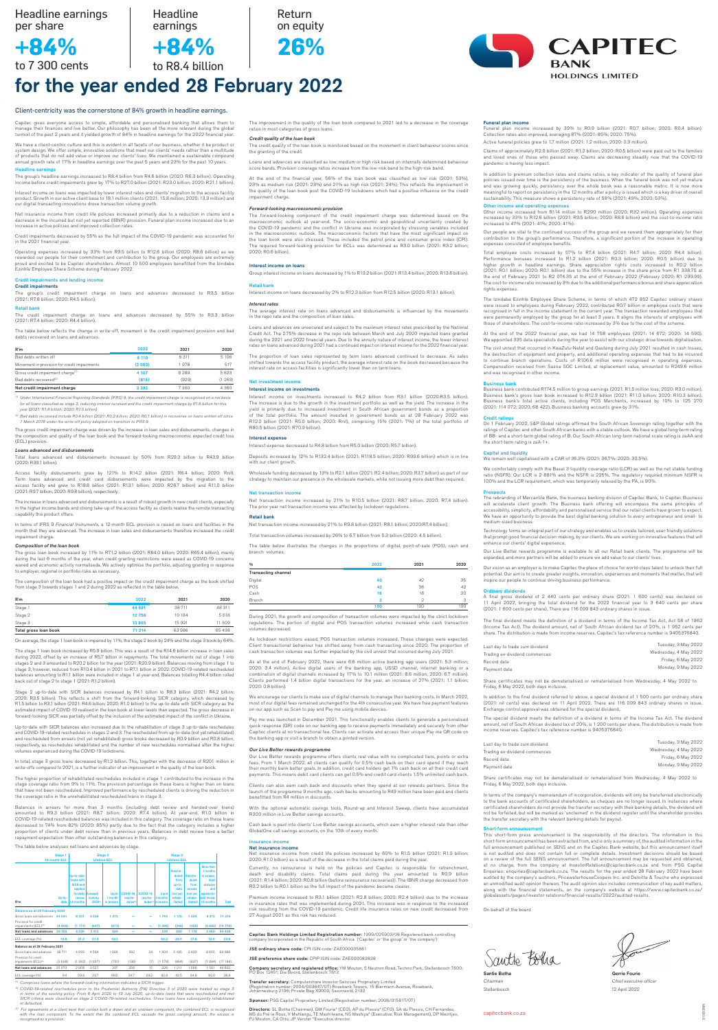# Headline earnings per share

# +84%

to 7 300 cents

# Headline earnings

# +84%

to R8.4 billion

# Return on equity

# 26%

CAPITEC BANK HOLDINGS LIMITED

# for the year ended 28 February 2022

## Client-centricity was the cornerstone of 84% growth in headline earnings.

Capitec gives everyone access to simple, affordable and personalised banking that allows them to manage their finances and live better. Our philosophy has been all the more relevant during the global turmoil of the past 2 years and it yielded growth of 84% in headline earnings for the 2022 financial year.

We have a client-centric culture and this is evident in all facets of our business, whether it be product or system design. We offer simple, innovative solutions that meet our clients' needs rather than a multitude of products that do not add value or improve our clients' lives. We maintained a sustainable compound annual growth rate of 17% in headline earnings over the past 5 years and 23% for the past 10 years.

### Headline earnings

The group's headline earnings increased to R8.4 billion from R4.6 billion (2020: R6.3 billion). Operating income before credit impairments grew by 17% to R27.0 billion (2021: R23.0 billion; 2020: R21.1 billion).

Interest income on loans was impacted by lower interest rates and clients' migration to the access facility product. Growth in our active client base to 18.1 million clients (2021: 15.8 million; 2020: 13.9 million) and our digital transacting innovations drove transaction volume growth.

Net insurance income from credit life policies increased primarily due to a reduction in claims and a decrease in the incurred but not yet reported (IBNR) provision. Funeral plan income increased due to an increase in active policies and improved collection rates.

Credit impairments decreased by 55% as the full impact of the COVID-19 pandemic was accounted for in the 2021 financial year.

Operating expenses increased by 33% from R9.5 billion to R12.6 billion (2020: R8.6 billion) as we rewarded our people for their commitment and contribution to the group. Our employees are extremely proud and excited to be Capitec shareholders. Almost 10 500 employees benefitted from the Izindaba Ezinhle Employee Share Scheme during February 2022.

### Credit impairments and lending income

#### Credit impairments

The group's credit impairment charge on loans and advances decreased to R3.5 billion (2021: R7.8 billion; 2020: R4.5 billion).

#### Retail bank

The credit impairment charge on loans and advances decreased by 55% to R3.3 billion (2021: R7.4 billion; 2020: R4.4 billion).

The table below reflects the change in write-off, movement in the credit impairment provision and bad debts recovered on loans and advances.

| R'm | 2022 | 2021 | 2020 |
|---|---|---|---|
| Bad debts written off | 6 110 | 6 311 | 5 106 |
| Movement in provision for credit impairments | (2 003) | 1 978 | 517 |
| Gross credit impairment charge[1] | 4 107 | 8 289 | 5 623 |
| Bad debts recovered[2] | (815) | (929) | (1 263) |
| Net credit impairment charge | 3 292 | 7 360 | 4 360 |

[1] Under International Financial Reporting Standards (IFRS) 9, the credit impairment charge is recognised on a net basis for all loans classified as stage 3, reducing interest received and the credit impairment charge by R1.6 billion for this year (2021: R1.8 billion; 2020: R1.5 billion).

[2] Bad debts recovered include R0.4 billion (2021: R0.2 billion; 2020: R0.1 billion) in recoveries on loans written off since 1 March 2018 under the write-off policy adopted on transition to IFRS 9.

The gross credit impairment charge was driven by the increase in loan sales and disbursements, changes in the composition and quality of the loan book and the forward-looking macroeconomic expected credit loss (ECL) provision.

#### *Loans advanced and disbursements*

Total loans advanced and disbursements increased by 50% from R29.3 billion to R43.9 billion (2020: R39.1 billion).

Access facility disbursements grew by 121% to R14.2 billion (2021: R6.4 billion; 2020: Rnil). Term loans advanced and credit card disbursements were impacted by the migration to the access facility and grew to R18.8 billion (2021: R13.1 billion; 2020: R28.7 billion) and R11.0 billion (2021: R9.7 billion; 2020: R9.8 billion), respectively.

The increase in loans advanced and disbursements is a result of robust growth in new credit clients, especially in the higher income bands and strong take-up of the access facility as clients realise the remote transacting capability this product offers.

In terms of IFRS 9 *Financial Instruments*, a 12-month ECL provision is raised on loans and facilities in the month that they are advanced. The increase in loan sales and disbursements therefore increased the credit impairment charge.

#### *Composition of the loan book*

The gross loan book increased by 11% to R71.2 billion (2021: R64.0 billion; 2020: R65.4 billion), mainly during the last 6 months of the year, when credit granting restrictions were eased as COVID-19 concerns waned and economic activity normalised. We actively optimise the portfolio, adjusting granting in response to employer, regional or portfolio risks as necessary.

The composition of the loan book had a positive impact on the credit impairment charge as the book shifted from stage 3 towards stages 1 and 2 during 2022 as reflected in the table below.

| R'm | 2022 | 2021 | 2020 |
|---|---|---|---|
| Stage 1 | 44 591 | 38 711 | 48 311 |
| Stage 2 | 12 758 | 10 184 | 5 618 |
| Stage 3 | 13 865 | 15 091 | 11 509 |
| Total gross loan book | 71 214 | 63 986 | 65 438 |

On average, the stage 1 loan book increased by 11%, the stage 2 book by 24% and the stage 3 book by 64%.

The stage 1 loan book increased by R5.9 billion. This was a result of the R14.6 billion increase in loan sales during 2022, offset by an increase of R5.7 billion in repayments. The total movements out of stage 1 into stages 2 and 3 amounted to R20.2 billion for the year (2021: R20.9 billion). Balances moving from stage 1 to stage 3, however, reduced from R10.4 billion in 2021 to R7.1 billion in 2022. COVID-19-related rescheduled balances amounting to R1.1 billion were included in stage 1 at year-end. Balances totalling R4.4 billion rolled back out of stage 3 to stage 1 (2021: R1.2 billion).

Stage 2 up-to-date with SICR balances increased by R4.1 billion to R8.3 billion (2021: R4.2 billion; 2020: R3.5 billion). This reflects a shift from the forward-looking SICR category, which decreased by R1.5 billion to R3.1 billion (2021: R4.6 billion; 2020: R1.0 billion) to the up-to-date with SICR category as the estimated impact of COVID-19 realised in the loan book at lower levels than expected. The gross decrease in forward-looking SICR was partially offset by the inclusion of the estimated impact of the conflict in Ukraine.

Up-to-date with SICR balances also increased due to the rehabilitation of stage 3 up-to-date reschedules and COVID-19-related reschedules in stages 2 and 3. The rescheduled from up-to-date (not yet rehabilitated) and rescheduled from arrears (not yet rehabilitated) gross books decreased by R0.9 billion and R0.8 billion, respectively, as reschedules rehabilitated and the number of new reschedules normalised after the higher volumes experienced during the COVID-19 lockdowns.

In total, stage 3 gross loans decreased by R1.2 billion. This, together with the decrease of R201 million in write-offs compared to 2021, is a further indicator of an improvement in the quality of the loan book.

The higher proportion of rehabilitated reschedules included in stage 1 contributed to the increase in the stage coverage ratio from 9% to 11%. The provision percentage on these loans is higher than on loans that have not been rescheduled. Improved performance by rescheduled clients is driving the reduction in the coverage ratio in the unrehabilitated rescheduled loans in stage 3.

Balances in arrears for more than 3 months (including debt review and handed-over loans) amounted to R9.3 billion (2021: R8.7 billion; 2020: R7.4 billion). At year-end, R1.0 billion in COVID-19-related rescheduled balances was included in this category. The coverage ratio on these loans decreased to 74% from 82% (2020: 85%) partly due to the fact that the category includes a higher proportion of clients under debt review than in previous years. Balances in debt review have a better repayment expectation than other outstanding balances in this category.

The table below analyses net loans and advances by stage.

| R'm | Stage 1 12-month ECL | | | Stage 2 Lifetime ECL | | | | Stage 3 Lifetime ECL | | | | | Total |
|---|---|---|---|---|---|---|---|---|---|---|---|---|---|
| | Up-to-date | Up-to-date loans with SICR not applied to debt review[1] | Forward-looking SICR[1] | Up to 1 month in arrears | COVID-19 reschedules[2] | COVID-19 reschedules[2] | 2 and 3 months in arrears | Rescheduled from up-to-date (not yet rehabilitated) | Rescheduled from arrears (not yet rehabilitated) | More than 3 months in arrears, legal statuses and applied for debt review[3] | | | |
| **Balance as at 28 February 2022** | | | | | | | | | | | | | |
| Gross loans and advances | 44 591 | 8 327 | 3 058 | 1 373 | – | – | 1 744 | 1 175 | 1 624 | 9 313 | | | 71 214 |
| Provision for credit impairments (ECL)[1] | (4 824) | (1 771) | (647) | (573) | – | – | (1 209) | (346) | (455) | (6 852) | | | (16 176) |
| **Net loans and advances** | 39 767 | 6 556 | 2 411 | 800 | – | – | 535 | 829 | 1 169 | 2 461 | | | 54 428 |
| ECL coverage (%) | 10.8 | 21.3 | 21.2 | 41.7 | | | 69.3 | 29.4 | 27.8 | 73.6 | | | 22.6 |
| **Balance as at 28 February 2021** | | | | | | | | | | | | | |
| Gross loans and advances | 38 711 | 4 220 | 4 564 | 1 009 | 392 | 24 | 1 904 | 2 105 | 2 403 | 8 655 | | | 63 986 |
| Provision for credit impairments (ECL)[1] | (3 638) | (1 263) | (1 037) | (701) | (100) | (7) | (1 379) | (864) | (827) | (7 094) | | | (17 164) |
| **Net loans and advances** | 35 073 | 2 957 | 3 527 | 307 | 256 | 17 | 525 | 1 241 | 1 576 | 1 561 | | | 46 822 |
| ECL coverage (%) | 9.4 | 29.9 | 22.7 | 69.5 | 34.7 | 29.2 | 80.9 | 42.5 | 34.8 | 82.0 | | | 26.8 |

[1] Comprises loans where the forward-looking information indicates a SICR trigger.

[2] COVID-19-related reschedules prior to the Prudential Authority (PA) Directive 3 of 2020 were treated as stage 3 in terms of the existing policy. From 6 April 2020 to 19 July 2020, up-to-date loans that were rescheduled and met SICR criteria were classified as stage 2 COVID-19-related reschedules. These loans have subsequently rehabilitated or defaulted.

[3] For agreements at a client level that contain both a drawn and an undrawn component, the combined ECL is recognised with the loan component. To the extent that the combined ECL exceeds the gross carrying amount, the excess is recognised as a provision.

The improvement in the quality of the loan book compared to 2021 led to a decrease in the coverage ratios in most categories of gross loans.

#### *Credit quality of the loan book*

The credit quality of the loan book is monitored based on the movement in client behaviour scores since the granting of the credit.

Loans and advances are classified as low, medium or high risk based on internally determined behaviour score bands. Provision coverage ratios increase from the low-risk band to the high-risk band.

At the end of the financial year, 56% of the loan book was classified as low risk (2021: 53%), 23% as medium risk (2021: 23%) and 21% as high risk (2021: 24%). This reflects the improvement in the quality of the loan book post the COVID-19 lockdowns which had a positive influence on the credit impairment charge.

#### *Forward-looking macroeconomic provision*

The forward-looking component of the credit impairment charge was determined based on the macroeconomic outlook at year-end. The socio-economic and geopolitical uncertainty created by the COVID-19 pandemic and the conflict in Ukraine was incorporated by stressing variables included in the macroeconomic outlook. The macroeconomic factors that have the most significant impact on the loan book were also stressed. These included the petrol price and consumer price index (CPI). The required forward-looking provision for ECLs was determined as R3.0 billion (2021: R3.2 billion; 2020: R0.6 billion).

### Interest income on loans

Group interest income on loans decreased by 1% to R13.2 billion (2021: R13.4 billion; 2020: R13.6 billion).

#### Retail bank

Interest income on loans decreased by 2% to R12.3 billion from R12.5 billion (2020: R13.1 billion).

#### *Interest rates*

The average interest rate on loans and advances and disbursements is influenced by the movements in the repo rate and the composition of loan sales.

Loans and advances are unsecured and subject to the maximum interest rates prescribed by the National Credit Act. The 2.75% decrease in the repo rate between March and July 2020 impacted loans granted during the 2021 and 2022 financial years. Due to the annuity nature of interest income, the lower interest rates on loans advanced during 2021 had a continued impact on interest income for the 2022 financial year.

The proportion of loan sales represented by term loans advanced continued to decrease. As sales shifted towards the access facility product, the average interest rate on the book decreased because the interest rate on access facilities is significantly lower than on term loans.

### Net investment income

#### Interest income on investments

Interest income on investments increased to R4.2 billion from R3.1 billion (2020: R3.5 billion). The increase is due to the growth in the investment portfolio as well as the yield. The increase in the yield is primarily due to increased investment in South African government bonds as a proportion of the total portfolio. The amount invested in government bonds as at 28 February 2022 was R12.0 billion (2021: R5.0 billion; 2020: Rnil), comprising 15% (2021: 7%) of the total portfolio of R80.5 billion (2021: R70.9 billion).

#### Interest expense

Interest expense decreased to R4.8 billion from R5.0 billion (2020: R5.7 billion).

Deposits increased by 12% to R132.4 billion (2021: R118.5 billion; 2020: R99.6 billion) which is in line with our client growth.

Wholesale funding decreased by 13% to R2.1 billion (2021: R2.4 billion; 2020: R3.7 billion) as part of our strategy to maintain our presence in the wholesale markets, while not issuing more debt than required.

### Net transaction income

Net transaction income increased by 21% to R10.5 billion (2021: R8.7 billion; 2020: R7.4 billion). The prior year net transaction income was affected by lockdown regulations.

#### Retail bank

Net transaction income increased by 21% to R9.8 billion (2021: R8.1 billion; 2020: R7.4 billion).

Total transaction volumes increased by 26% to 6.7 billion from 5.3 billion (2020: 4.5 billion).

The table below illustrates the changes in the proportions of digital, point-of-sale (POS), cash and branch volumes.

| % | 2022 | 2021 | 2020 |
|---|---|---|---|
| **Transacting channel** | | | |
| Digital | 40 | 42 | 35 |
| POS | 42 | 38 | 42 |
| Cash | 16 | 18 | 20 |
| Branch | 2 | 2 | 3 |
| | 100 | 100 | 100 |

During 2021, the growth and composition of transaction volumes were impacted by the strict lockdown regulations. The portion of digital and POS transaction volumes increased while cash transaction volumes decreased.

As lockdown restrictions eased, POS transaction volumes increased. These changes were expected. Client transactional behaviour has shifted away from cash transacting since 2020. The proportion of cash transaction volumes was further impacted by the civil unrest that occurred during July 2021.

As at the end of February 2022, there were 6.6 million active banking app users (2021: 5.3 million; 2020: 3.4 million). Active digital users of the banking app, USSD channel, internet banking or a combination of digital channels increased by 17% to 10.1 million (2021: 8.6 million; 2020: 6.7 million). Clients performed 1.4 billion digital transactions for the year, an increase of 27% (2021: 1.1 billion; 2020: 0.8 billion).

We encourage our clients to make use of digital channels to manage their banking costs. In March 2022, most of our digital fees remained unchanged for the 4th consecutive year. We have free payment features on our app such as Scan to pay and Pay me using mobile devices.

Pay me was launched in December 2021. This functionality enables clients to generate a personalised quick response (QR) code on our banking app to receive payments immediately and securely from other Capitec clients at no transactional fee. Clients can activate and access their unique Pay me QR code on the banking app or visit a branch to obtain a printed version.

#### *Our Live Better rewards programme*

Our Live Better rewards programme offers clients real value with no complicated tiers, points or extra fees. From 1 March 2022, all clients can qualify for 0.5% cash back on their card spend if they reach their monthly bank better goals. In addition, credit card holders get 1% cash back on all their credit card payments. This means debit card clients can get 0.5% and credit card clients 1.5% unlimited cash back.

Clients can also earn cash back and discounts when they spend at our rewards partners. Since the launch of the programme 9 months ago, cash backs amounting to R49 million have been paid and clients benefitted from R4 million in discounts.

With the optional automatic savings tools, Round-up and Interest Sweep, clients have accumulated R300 million in Live Better savings accounts.

Cash back is paid into clients' Live Better savings accounts, which earn a higher interest rate than other GlobalOne call savings accounts, on the 10th of every month.

### Insurance income

#### Net insurance income

Net insurance income from credit life policies increased by 50% to R1.5 billion (2021: R1.0 billion; 2020: R1.0 billion) as a result of the decrease in the total claims paid during the year.

Currently, no reinsurance is held on the policies and Capitec is responsible for retrenchment, death and disability claims. Total claims paid during the year amounted to R0.9 billion (2021: R1.4 billion; 2020: R0.8 billion (before reinsurance recoveries)). The IBNR charge decreased from R0.2 billion to R0.1 billion as the full impact of the pandemic became clearer.

Premium income increased to R3.1 billion (2021: R2.8 billion; 2020: R2.4 billion) due to the increase in insurance rates that was implemented during 2021. This increase was in response to the increased risk resulting from the COVID-19 pandemic. Credit life insurance rates on new credit decreased from 27 August 2021 as this risk has reduced.

**Capitec Bank Holdings Limited Registration number:** 1999/025903/06 Registered bank controlling company Incorporated in the Republic of South Africa ('Capitec' or 'the group' or 'the company')

**JSE ordinary share code:** CPI ISIN code: ZAE000035861

**JSE preference share code:** CPIP ISIN code: ZAE000083838

**Company secretary and registered office:** YM Mouton, 5 Neutron Road, Techno Park, Stellenbosch 7600; PO Box 12451, Die Boord, Stellenbosch 7613

**Transfer secretary:** Computershare Investor Services Proprietary Limited (Registration number: 2004/003647/07) Rosebank Towers, 15 Biermann Avenue, Rosebank, Johannesburg 2196; Private Bag X9000, Saxonwold, 2132

**Sponsor:** PSG Capital Proprietary Limited (Registration number: 2006/015817/07)

**Directors:** SL Botha (Chairman), GM Fourie* (CEO), AP du Plessis* (CFO), SA du Plessis, CH Fernandez, MS du Pré le Roux, V Mahlangu, TE Mashilwane, NS Mashiya* (Executive: Risk Management), DP Meintjes, PJ Mouton, CA Otto, JP Verster *Executive director.

#### Funeral plan income

Funeral plan income increased by 39% to R0.9 billion (2021: R0.7 billion; 2020: R0.4 billion). Collection rates also improved, averaging 87% (2021: 85%; 2020: 75%).

Active funeral policies grew to 1.7 million (2021: 1.2 million; 2020: 0.9 million).

Claims of approximately R2.0 billion (2021: R1.2 billion; 2020: R0.5 billion) were paid out to the families and loved ones of those who passed away. Claims are decreasing steadily now that the COVID-19 pandemic is having less impact.

In addition to premium collection rates and claims ratios, a key indicator of the quality of funeral plan policies issued over time is the persistency of the business. When the funeral book was not yet mature and was growing quickly, persistency over the whole book was a reasonable metric. It is now more meaningful to report on persistency in the 12 months after a policy is issued which is a key driver of overall sustainability. This measure shows a persistency rate of 58% (2021: 49%; 2020: 53%).

#### Other income and operating expenses

Other income increased from R114 million to R290 million (2020: R32 million). Operating expenses increased by 33% to R12.6 billion (2021: R9.5 billion; 2020: R8.6 billion) and the cost-to-income ratio increased to 47% (2021: 41%; 2020: 41%).

Our people are vital to the continued success of the group and we reward them appropriately for their contribution to the group's performance. Therefore, a significant portion of the increase in operating expenses consisted of employee benefits.

Total employee costs increased by 57% to R7.4 billion (2021: R4.7 billion; 2020: R4.4 billion). Performance bonuses increased to R1.2 billion (2021: R0.3 billion; 2020: R0.5 billion) due to higher growth in headline earnings. Share appreciation rights costs increased to R0.2 billion (2021: R0.1 billion; 2020: R0.1 billion) due to the 55% increase in the share price from R1 338.75 at the end of February 2021 to R2 074.35 at the end of February 2022 (February 2020: R1 299.99). The cost-to-income ratio increased by 3% due to the additional performance bonus and share appreciation rights expenses.

The Izindaba Ezinhle Employee Share Scheme, in terms of which 472 852 Capitec ordinary shares were issued to employees during February 2022, contributed R0.7 billion in employee costs that were recognised in full in the income statement in the current year. The transaction rewarded employees that were permanently employed by the group for at least 3 years. It aligns the interests of employees with those of shareholders. The cost-to-income ratio increased by 3% due to the cost of the scheme.

At the end of the 2022 financial year, we had 14 758 employees (2021: 14 672; 2020: 14 590). We appointed 335 data specialists during the year to assist with our strategic drive towards digitalisation.

The civil unrest that occurred in KwaZulu-Natal and Gauteng during July 2021 resulted in cash losses, the destruction of equipment and property, and additional operating expenses that had to be incurred to continue branch operations. Costs of R106.8 million were recognised in operating expenses. Compensation received from Sasria SOC Limited, at replacement value, amounted to R249.6 million and was recognised in other income.

#### Business bank

Business bank contributed R174.5 million to group earnings (2021: R1.5 million loss; 2020: R3.0 million). Business bank's gross loan book increased to R12.9 billion (2021: R11.0 billion; 2020: R10.8 billion). Business bank's total active clients, including POS Merchants, increased by 10% to 125 270 (2021: 114 072; 2020: 68 422). Business banking accounts grew by 31%.

#### Credit ratings

On 1 February 2022, S&P Global ratings affirmed the South African Sovereign rating together with the ratings of Capitec and other South African banks with a stable outlook. We have a global long-term rating of BB- and a short-term global rating of B. Our South African long-term national scale rating is zaAA and the short-term rating is zaA-1+.

#### Capital and liquidity

We remain well capitalised with a CAR of 36.3% (2021: 36.7%; 2020: 30.5%).

We comfortably comply with the Basel 3 liquidity coverage ratio (LCR) as well as the net stable funding ratio (NSFR). Our LCR is 2 881% and the NSFR is 225%. The regulatory required minimum NSFR is 100% and the LCR requirement, which was temporarily relaxed by the PA, is 90%.

#### Prospects

The rebranding of Mercantile Bank, the business banking division of Capitec Bank, to Capitec Business will accelerate client growth. The Business bank offering will encompass the same principles of accessibility, simplicity, affordability and personalised service that our retail clients have grown to expect. We have an opportunity to provide the best digital banking solution to every entrepreneur and small- to medium-sized business.

Technology forms an integral part of our strategy and enables us to create tailored, user-friendly solutions that prompt good financial decision-making, by our clients. We are working on innovative features that will enhance our clients' digital experience.

Our Live Better rewards programme is available to all our Retail bank clients. The programme will be expanded, and more partners will be added to ensure we add value to our clients' lives.

Our vision as an employer is to make Capitec the place of choice for world-class talent to unlock their full potential. Our aim is to create greater insights, innovation, experiences and moments that matter, that will inspire our people to continue driving business performance.

#### Ordinary dividends

A final gross dividend of 2 440 cents per ordinary share (2021: 1 500 cents) was declared on 11 April 2022, bringing the total dividend for the 2022 financial year to 3 640 cents per share (2021: 1 500 cents per share). There are 116 099 843 ordinary shares in issue.

The final dividend meets the definition of a dividend in terms of the Income Tax Act, Act 58 of 1962 (Income Tax Act). The dividend amount, net of South African dividend tax of 20%, is 1 952 cents per share. The distribution is made from income reserves. Capitec's tax reference number is 9405376840.

| | |
|---|---|
| Last day to trade cum dividend | Tuesday, 3 May 2022 |
| Trading ex-dividend commences | Wednesday, 4 May 2022 |
| Record date | Friday, 6 May 2022 |
| Payment date | Monday, 9 May 2022 |

Share certificates may not be dematerialised or rematerialised from Wednesday, 4 May 2022 to Friday, 6 May 2022, both days inclusive.

In addition to the final dividend referred to above, a special dividend of 1 500 cents per ordinary share (2021: nil cents) was declared on 11 April 2022. There are 116 099 843 ordinary shares in issue. Exchange control approval was obtained for the special dividend.

The special dividend meets the definition of a dividend in terms of the Income Tax Act. The dividend amount, net of South African dividend tax of 20%, is 1 200 cents per share. The distribution is made from income reserves. Capitec's tax reference number is 9405376840.

| | |
|---|---|
| Last day to trade cum dividend | Tuesday, 3 May 2022 |
| Trading ex-dividend commences | Wednesday, 4 May 2022 |
| Record date | Friday, 6 May 2022 |
| Payment date | Monday, 9 May 2022 |

Share certificates may not be dematerialised or rematerialised from Wednesday, 4 May 2022 to Friday, 6 May 2022, both days inclusive.

In terms of the company's memorandum of incorporation, dividends will only be transferred electronically to the bank accounts of certificated shareholders, as cheques are no longer issued. In instances where certificated shareholders do not provide the transfer secretary with their banking details, the dividend will not be forfeited, but will be marked as 'unclaimed' in the dividend register until the shareholder provides the transfer secretary with the relevant banking details for payout.

#### Short-form announcement

This short-form press announcement is the responsibility of the directors. The information in this short-form announcement has been extracted from, and is only a summary of, the audited information in the full announcement published on SENS and on the Capitec Bank website, but this announcement itself is not audited and does not contain full or complete details. Investment decisions should be based on a review of the full SENS announcement. The full announcement may be requested and obtained, at no charge, from the company at InvestorRelations@capitecbank.co.za and from PSG Capital Enquiries: enquiries@psgcapital.co.za. The results for the year ended 28 February 2022 have been audited by the company's auditors, PricewaterhouseCoopers Inc. and Deloitte & Touche who expressed an unmodified audit opinion thereon. The audit opinion also includes communication of key audit matters, along with the financial statements, on the company's website at https://www.capitecbank.co.za/globalassets/pages/investor-relations/financial-results/2022/audited-results.

On behalf of the board

**Santie Botha**
*Chairman*
Stellenbosch

**Gerrie Fourie**
*Chief executive officer*
12 April 2022

capitecbank.co.za